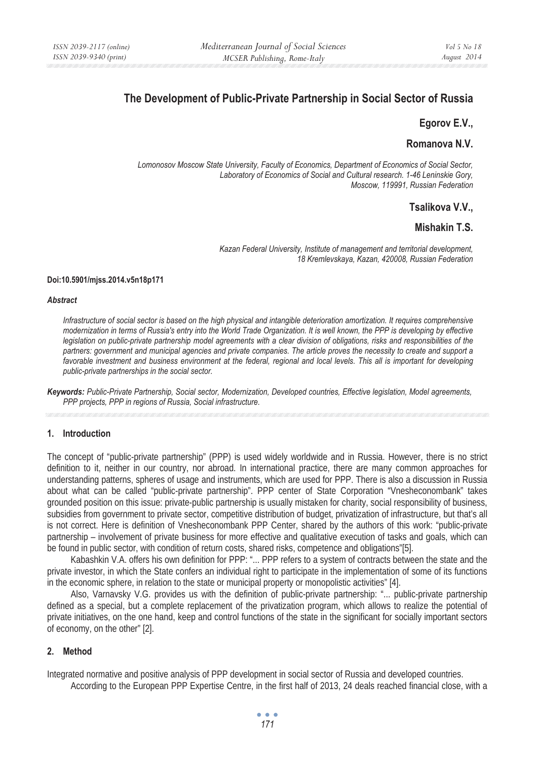# The Development of Public-Private Partnership in Social Sector of Russia

**Egorov E.V.,**

**Romanova N.V.**

*Lomonosov Moscow State University, Faculty of Economics, Department of Economics of Social Sector, Laboratory of Economics of Social and Cultural research. 1-46 Leninskie Gory, Moscow, 119991, Russian Federation*

**Tsalikova V.V.,**

**Mishakin T.S.**

*Kazan Federal University, Institute of management and territorial development, 18 Kremlevskaya, Kazan, 420008, Russian Federation*

**Doi:10.5901/mjss.2014.v5n18p171**

***Abstract***

*Infrastructure of social sector is based on the high physical and intangible deterioration amortization. It requires comprehensive modernization in terms of Russia's entry into the World Trade Organization. It is well known, the PPP is developing by effective legislation on public-private partnership model agreements with a clear division of obligations, risks and responsibilities of the partners: government and municipal agencies and private companies. The article proves the necessity to create and support a favorable investment and business environment at the federal, regional and local levels. This all is important for developing public-private partnerships in the social sector.*

***Keywords:*** *Public-Private Partnership, Social sector, Modernization, Developed countries, Effective legislation, Model agreements, PPP projects, PPP in regions of Russia, Social infrastructure.*

## 1. Introduction

The concept of "public-private partnership" (PPP) is used widely worldwide and in Russia. However, there is no strict definition to it, neither in our country, nor abroad. In international practice, there are many common approaches for understanding patterns, spheres of usage and instruments, which are used for PPP. There is also a discussion in Russia about what can be called "public-private partnership". PPP center of State Corporation "Vnesheconombank" takes grounded position on this issue: private-public partnership is usually mistaken for charity, social responsibility of business, subsidies from government to private sector, competitive distribution of budget, privatization of infrastructure, but that's all is not correct. Here is definition of Vnesheconombank PPP Center, shared by the authors of this work: "public-private partnership – involvement of private business for more effective and qualitative execution of tasks and goals, which can be found in public sector, with condition of return costs, shared risks, competence and obligations"[5].

Kabashkin V.A. offers his own definition for PPP: "... PPP refers to a system of contracts between the state and the private investor, in which the State confers an individual right to participate in the implementation of some of its functions in the economic sphere, in relation to the state or municipal property or monopolistic activities" [4].

Also, Varnavsky V.G. provides us with the definition of public-private partnership: "... public-private partnership defined as a special, but a complete replacement of the privatization program, which allows to realize the potential of private initiatives, on the one hand, keep and control functions of the state in the significant for socially important sectors of economy, on the other" [2].

## 2. Method

Integrated normative and positive analysis of PPP development in social sector of Russia and developed countries.

According to the European PPP Expertise Centre, in the first half of 2013, 24 deals reached financial close, with a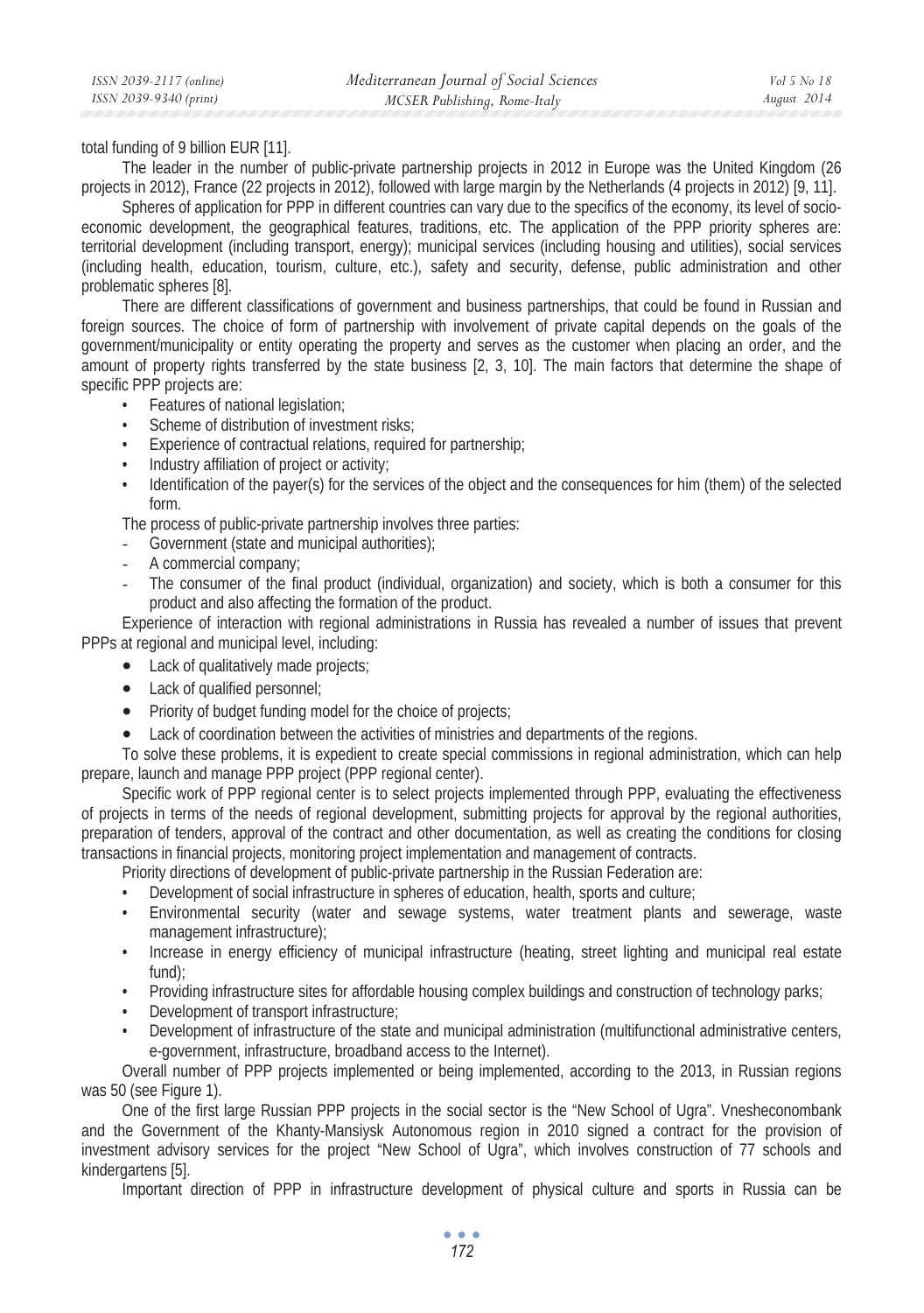total funding of 9 billion EUR [11].

The leader in the number of public-private partnership projects in 2012 in Europe was the United Kingdom (26 projects in 2012), France (22 projects in 2012), followed with large margin by the Netherlands (4 projects in 2012) [9, 11].

Spheres of application for PPP in different countries can vary due to the specifics of the economy, its level of socio-economic development, the geographical features, traditions, etc. The application of the PPP priority spheres are: territorial development (including transport, energy); municipal services (including housing and utilities), social services (including health, education, tourism, culture, etc.), safety and security, defense, public administration and other problematic spheres [8].

There are different classifications of government and business partnerships, that could be found in Russian and foreign sources. The choice of form of partnership with involvement of private capital depends on the goals of the government/municipality or entity operating the property and serves as the customer when placing an order, and the amount of property rights transferred by the state business [2, 3, 10]. The main factors that determine the shape of specific PPP projects are:

- Features of national legislation;
- Scheme of distribution of investment risks;
- Experience of contractual relations, required for partnership;
- Industry affiliation of project or activity;
- Identification of the payer(s) for the services of the object and the consequences for him (them) of the selected form.

The process of public-private partnership involves three parties:

- Government (state and municipal authorities);
- A commercial company;
- The consumer of the final product (individual, organization) and society, which is both a consumer for this product and also affecting the formation of the product.

Experience of interaction with regional administrations in Russia has revealed a number of issues that prevent PPPs at regional and municipal level, including:

- Lack of qualitatively made projects;
- Lack of qualified personnel;
- Priority of budget funding model for the choice of projects;
- Lack of coordination between the activities of ministries and departments of the regions.

To solve these problems, it is expedient to create special commissions in regional administration, which can help prepare, launch and manage PPP project (PPP regional center).

Specific work of PPP regional center is to select projects implemented through PPP, evaluating the effectiveness of projects in terms of the needs of regional development, submitting projects for approval by the regional authorities, preparation of tenders, approval of the contract and other documentation, as well as creating the conditions for closing transactions in financial projects, monitoring project implementation and management of contracts.

Priority directions of development of public-private partnership in the Russian Federation are:

- Development of social infrastructure in spheres of education, health, sports and culture;
- Environmental security (water and sewage systems, water treatment plants and sewerage, waste management infrastructure);
- Increase in energy efficiency of municipal infrastructure (heating, street lighting and municipal real estate fund);
- Providing infrastructure sites for affordable housing complex buildings and construction of technology parks;
- Development of transport infrastructure;
- Development of infrastructure of the state and municipal administration (multifunctional administrative centers, e-government, infrastructure, broadband access to the Internet).

Overall number of PPP projects implemented or being implemented, according to the 2013, in Russian regions was 50 (see Figure 1).

One of the first large Russian PPP projects in the social sector is the "New School of Ugra". Vnesheconombank and the Government of the Khanty-Mansiysk Autonomous region in 2010 signed a contract for the provision of investment advisory services for the project "New School of Ugra", which involves construction of 77 schools and kindergartens [5].

Important direction of PPP in infrastructure development of physical culture and sports in Russia can be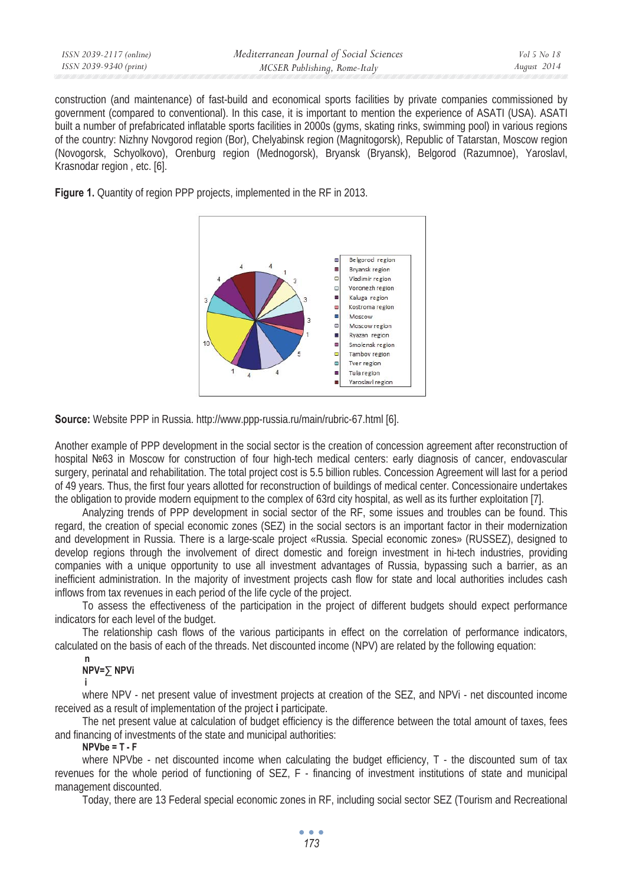construction (and maintenance) of fast-build and economical sports facilities by private companies commissioned by government (compared to conventional). In this case, it is important to mention the experience of ASATI (USA). ASATI built a number of prefabricated inflatable sports facilities in 2000s (gyms, skating rinks, swimming pool) in various regions of the country: Nizhny Novgorod region (Bor), Chelyabinsk region (Magnitogorsk), Republic of Tatarstan, Moscow region (Novogorsk, Schyolkovo), Orenburg region (Mednogorsk), Bryansk (Bryansk), Belgorod (Razumnoe), Yaroslavl, Krasnodar region , etc. [6].

**Figure 1.** Quantity of region PPP projects, implemented in the RF in 2013.

**Source:** Website PPP in Russia. http://www.ppp-russia.ru/main/rubric-67.html [6].

Another example of PPP development in the social sector is the creation of concession agreement after reconstruction of hospital №63 in Moscow for construction of four high-tech medical centers: early diagnosis of cancer, endovascular surgery, perinatal and rehabilitation. The total project cost is 5.5 billion rubles. Concession Agreement will last for a period of 49 years. Thus, the first four years allotted for reconstruction of buildings of medical center. Concessionaire undertakes the obligation to provide modern equipment to the complex of 63rd city hospital, as well as its further exploitation [7].

Analyzing trends of PPP development in social sector of the RF, some issues and troubles can be found. This regard, the creation of special economic zones (SEZ) in the social sectors is an important factor in their modernization and development in Russia. There is a large-scale project «Russia. Special economic zones» (RUSSEZ), designed to develop regions through the involvement of direct domestic and foreign investment in hi-tech industries, providing companies with a unique opportunity to use all investment advantages of Russia, bypassing such a barrier, as an inefficient administration. In the majority of investment projects cash flow for state and local authorities includes cash inflows from tax revenues in each period of the life cycle of the project.

To assess the effectiveness of the participation in the project of different budgets should expect performance indicators for each level of the budget.

The relationship cash flows of the various participants in effect on the correlation of performance indicators, calculated on the basis of each of the threads. Net discounted income (NPV) are related by the following equation:

$$NPV=\sum_{i}^{n} NPV_i$$

where NPV - net present value of investment projects at creation of the SEZ, and NPVi - net discounted income received as a result of implementation of the project **i** participate.

The net present value at calculation of budget efficiency is the difference between the total amount of taxes, fees and financing of investments of the state and municipal authorities:

$$NPV_{be} = T - F$$

where NPVbe - net discounted income when calculating the budget efficiency, T - the discounted sum of tax revenues for the whole period of functioning of SEZ, F - financing of investment institutions of state and municipal management discounted.

Today, there are 13 Federal special economic zones in RF, including social sector SEZ (Tourism and Recreational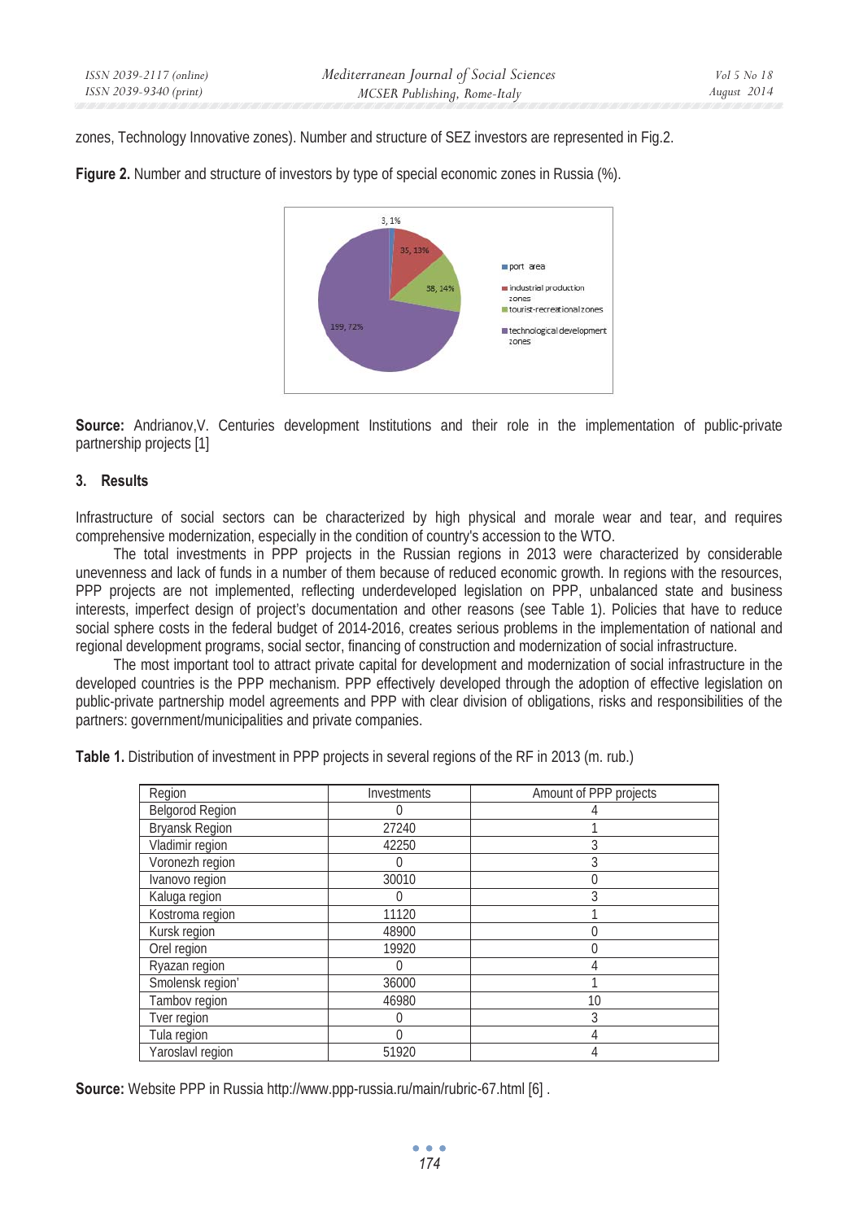zones, Technology Innovative zones). Number and structure of SEZ investors are represented in Fig.2.

**Figure 2.** Number and structure of investors by type of special economic zones in Russia (%).

**Source:** Andrianov,V. Centuries development Institutions and their role in the implementation of public-private partnership projects [1]

### 3. Results

Infrastructure of social sectors can be characterized by high physical and morale wear and tear, and requires comprehensive modernization, especially in the condition of country's accession to the WTO.

The total investments in PPP projects in the Russian regions in 2013 were characterized by considerable unevenness and lack of funds in a number of them because of reduced economic growth. In regions with the resources, PPP projects are not implemented, reflecting underdeveloped legislation on PPP, unbalanced state and business interests, imperfect design of project's documentation and other reasons (see Table 1). Policies that have to reduce social sphere costs in the federal budget of 2014-2016, creates serious problems in the implementation of national and regional development programs, social sector, financing of construction and modernization of social infrastructure.

The most important tool to attract private capital for development and modernization of social infrastructure in the developed countries is the PPP mechanism. PPP effectively developed through the adoption of effective legislation on public-private partnership model agreements and PPP with clear division of obligations, risks and responsibilities of the partners: government/municipalities and private companies.

**Table 1.** Distribution of investment in PPP projects in several regions of the RF in 2013 (m. rub.)

| Region | Investments | Amount of PPP projects |
|---|---|---|
| Belgorod Region | 0 | 4 |
| Bryansk Region | 27240 | 1 |
| Vladimir region | 42250 | 3 |
| Voronezh region | 0 | 3 |
| Ivanovo region | 30010 | 0 |
| Kaluga region | 0 | 3 |
| Kostroma region | 11120 | 1 |
| Kursk region | 48900 | 0 |
| Orel region | 19920 | 0 |
| Ryazan region | 0 | 4 |
| Smolensk region' | 36000 | 1 |
| Tambov region | 46980 | 10 |
| Tver region | 0 | 3 |
| Tula region | 0 | 4 |
| Yaroslavl region | 51920 | 4 |

**Source:** Website PPP in Russia http://www.ppp-russia.ru/main/rubric-67.html [6] .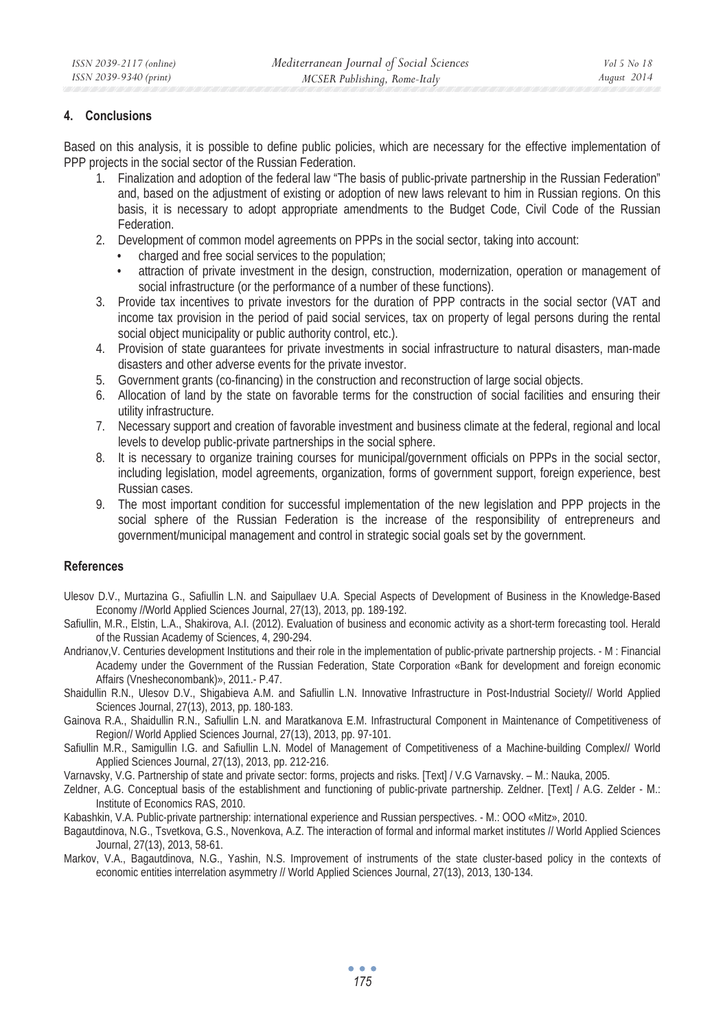## 4. Conclusions

Based on this analysis, it is possible to define public policies, which are necessary for the effective implementation of PPP projects in the social sector of the Russian Federation.

1. Finalization and adoption of the federal law "The basis of public-private partnership in the Russian Federation" and, based on the adjustment of existing or adoption of new laws relevant to him in Russian regions. On this basis, it is necessary to adopt appropriate amendments to the Budget Code, Civil Code of the Russian Federation.
2. Development of common model agreements on PPPs in the social sector, taking into account:
   - charged and free social services to the population;
   - attraction of private investment in the design, construction, modernization, operation or management of social infrastructure (or the performance of a number of these functions).
3. Provide tax incentives to private investors for the duration of PPP contracts in the social sector (VAT and income tax provision in the period of paid social services, tax on property of legal persons during the rental social object municipality or public authority control, etc.).
4. Provision of state guarantees for private investments in social infrastructure to natural disasters, man-made disasters and other adverse events for the private investor.
5. Government grants (co-financing) in the construction and reconstruction of large social objects.
6. Allocation of land by the state on favorable terms for the construction of social facilities and ensuring their utility infrastructure.
7. Necessary support and creation of favorable investment and business climate at the federal, regional and local levels to develop public-private partnerships in the social sphere.
8. It is necessary to organize training courses for municipal/government officials on PPPs in the social sector, including legislation, model agreements, organization, forms of government support, foreign experience, best Russian cases.
9. The most important condition for successful implementation of the new legislation and PPP projects in the social sphere of the Russian Federation is the increase of the responsibility of entrepreneurs and government/municipal management and control in strategic social goals set by the government.

## References

Ulesov D.V., Murtazina G., Safiullin L.N. and Saipullaev U.A. Special Aspects of Development of Business in the Knowledge-Based Economy //World Applied Sciences Journal, 27(13), 2013, pp. 189-192.

Safiullin, M.R., Elstin, L.A., Shakirova, A.I. (2012). Evaluation of business and economic activity as a short-term forecasting tool. Herald of the Russian Academy of Sciences, 4, 290-294.

Andrianov,V. Centuries development Institutions and their role in the implementation of public-private partnership projects. - M : Financial Academy under the Government of the Russian Federation, State Corporation «Bank for development and foreign economic Affairs (Vnesheconombank)», 2011.- P.47.

Shaidullin R.N., Ulesov D.V., Shigabieva A.M. and Safiullin L.N. Innovative Infrastructure in Post-Industrial Society// World Applied Sciences Journal, 27(13), 2013, pp. 180-183.

Gainova R.A., Shaidullin R.N., Safiullin L.N. and Maratkanova E.M. Infrastructural Component in Maintenance of Competitiveness of Region// World Applied Sciences Journal, 27(13), 2013, pp. 97-101.

Safiullin M.R., Samigullin I.G. and Safiullin L.N. Model of Management of Competitiveness of a Machine-building Complex// World Applied Sciences Journal, 27(13), 2013, pp. 212-216.

Varnavsky, V.G. Partnership of state and private sector: forms, projects and risks. [Text] / V.G Varnavsky. – M.: Nauka, 2005.

Zeldner, A.G. Conceptual basis of the establishment and functioning of public-private partnership. Zeldner. [Text] / A.G. Zelder - M.: Institute of Economics RAS, 2010.

Kabashkin, V.A. Public-private partnership: international experience and Russian perspectives. - M.: OOO «Mitz», 2010.

Bagautdinova, N.G., Tsvetkova, G.S., Novenkova, A.Z. The interaction of formal and informal market institutes // World Applied Sciences Journal, 27(13), 2013, 58-61.

Markov, V.A., Bagautdinova, N.G., Yashin, N.S. Improvement of instruments of the state cluster-based policy in the contexts of economic entities interrelation asymmetry // World Applied Sciences Journal, 27(13), 2013, 130-134.